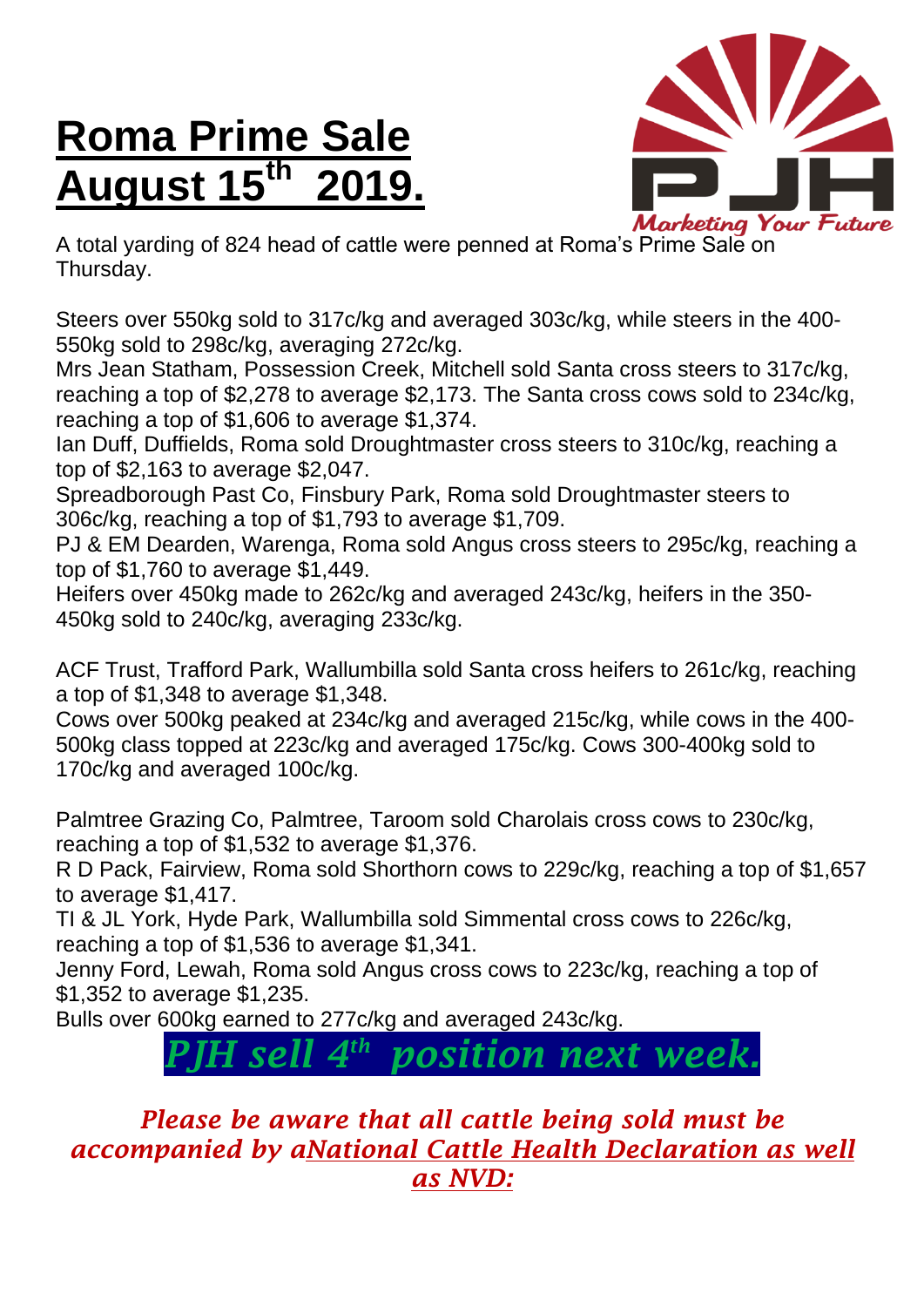# **Roma Prime Sale August 15th 2019.**

Marketing Your Future

A total yarding of 824 head of cattle were penned at Roma's Prime Sale on Thursday.

Steers over 550kg sold to 317c/kg and averaged 303c/kg, while steers in the 400-550kg sold to 298c/kg, averaging 272c/kg.
Mrs Jean Statham, Possession Creek, Mitchell sold Santa cross steers to 317c/kg, reaching a top of $2,278 to average $2,173. The Santa cross cows sold to 234c/kg, reaching a top of $1,606 to average $1,374.
Ian Duff, Duffields, Roma sold Droughtmaster cross steers to 310c/kg, reaching a top of $2,163 to average $2,047.
Spreadborough Past Co, Finsbury Park, Roma sold Droughtmaster steers to 306c/kg, reaching a top of $1,793 to average $1,709.
PJ & EM Dearden, Warenga, Roma sold Angus cross steers to 295c/kg, reaching a top of $1,760 to average $1,449.
Heifers over 450kg made to 262c/kg and averaged 243c/kg, heifers in the 350-450kg sold to 240c/kg, averaging 233c/kg.

ACF Trust, Trafford Park, Wallumbilla sold Santa cross heifers to 261c/kg, reaching a top of $1,348 to average $1,348.
Cows over 500kg peaked at 234c/kg and averaged 215c/kg, while cows in the 400-500kg class topped at 223c/kg and averaged 175c/kg. Cows 300-400kg sold to 170c/kg and averaged 100c/kg.

Palmtree Grazing Co, Palmtree, Taroom sold Charolais cross cows to 230c/kg, reaching a top of $1,532 to average $1,376.
R D Pack, Fairview, Roma sold Shorthorn cows to 229c/kg, reaching a top of $1,657 to average $1,417.
TI & JL York, Hyde Park, Wallumbilla sold Simmental cross cows to 226c/kg, reaching a top of $1,536 to average $1,341.
Jenny Ford, Lewah, Roma sold Angus cross cows to 223c/kg, reaching a top of $1,352 to average $1,235.
Bulls over 600kg earned to 277c/kg and averaged 243c/kg.

***PJH sell 4th position next week.***

***Please be aware that all cattle being sold must be accompanied by aNational Cattle Health Declaration as well as NVD:***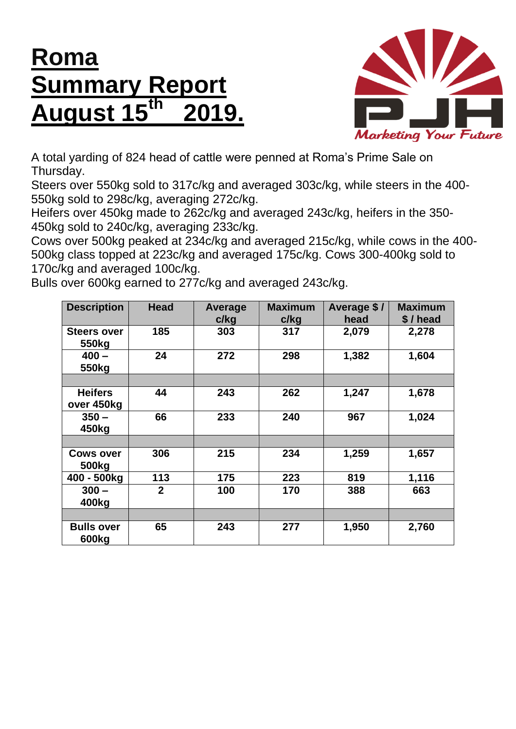# Roma Summary Report August 15th 2019.

PJH

*Marketing Your Future*

A total yarding of 824 head of cattle were penned at Roma's Prime Sale on Thursday.

Steers over 550kg sold to 317c/kg and averaged 303c/kg, while steers in the 400-550kg sold to 298c/kg, averaging 272c/kg.

Heifers over 450kg made to 262c/kg and averaged 243c/kg, heifers in the 350-450kg sold to 240c/kg, averaging 233c/kg.

Cows over 500kg peaked at 234c/kg and averaged 215c/kg, while cows in the 400-500kg class topped at 223c/kg and averaged 175c/kg. Cows 300-400kg sold to 170c/kg and averaged 100c/kg.

Bulls over 600kg earned to 277c/kg and averaged 243c/kg.

| Description | Head | Average c/kg | Maximum c/kg | Average $ / head | Maximum $ / head |
|---|---|---|---|---|---|
| Steers over 550kg | 185 | 303 | 317 | 2,079 | 2,278 |
| 400 – 550kg | 24 | 272 | 298 | 1,382 | 1,604 |
| | | | | | |
| Heifers over 450kg | 44 | 243 | 262 | 1,247 | 1,678 |
| 350 – 450kg | 66 | 233 | 240 | 967 | 1,024 |
| | | | | | |
| Cows over 500kg | 306 | 215 | 234 | 1,259 | 1,657 |
| 400 - 500kg | 113 | 175 | 223 | 819 | 1,116 |
| 300 – 400kg | 2 | 100 | 170 | 388 | 663 |
| | | | | | |
| Bulls over 600kg | 65 | 243 | 277 | 1,950 | 2,760 |